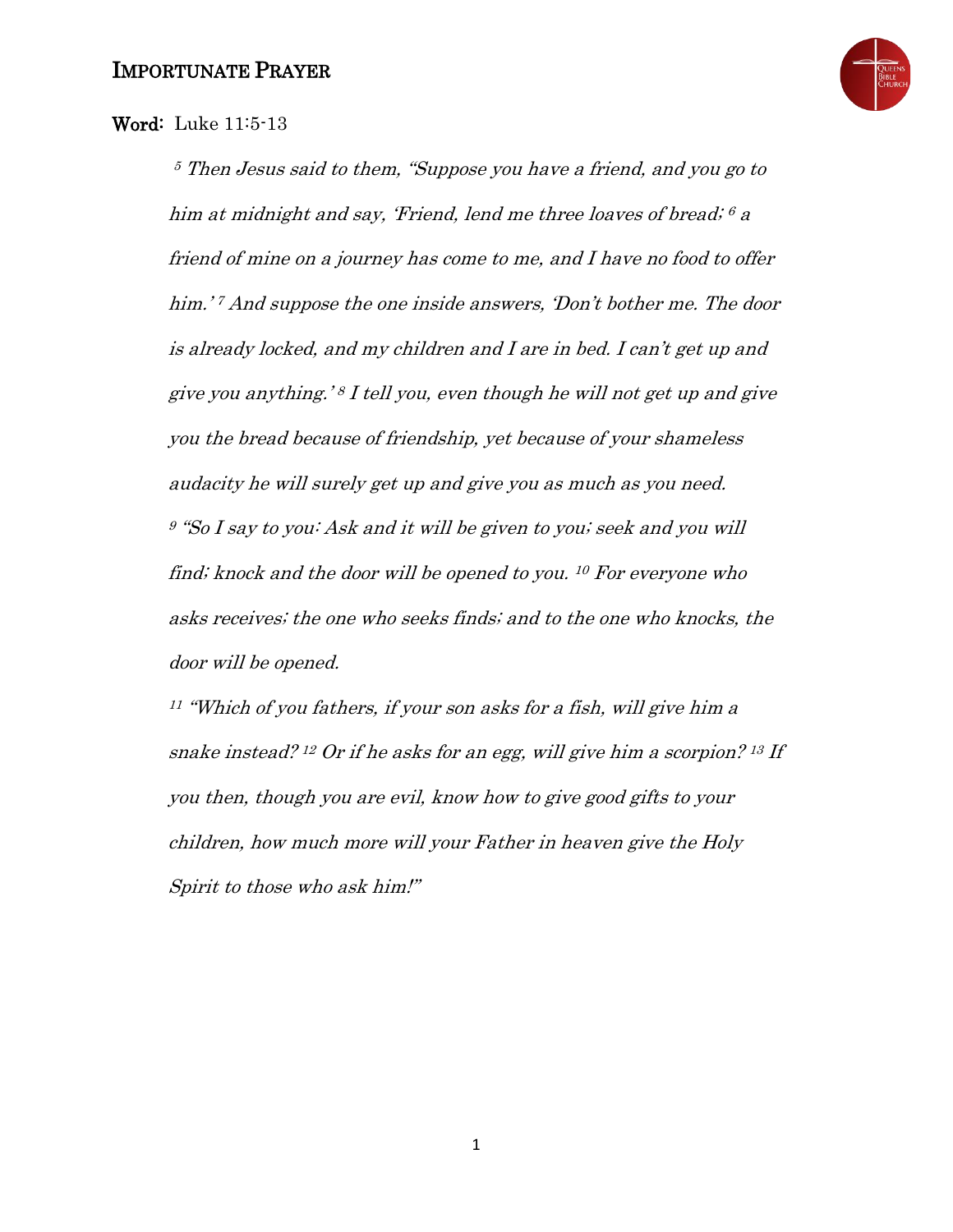# IMPORTUNATE PRAYER

**Word:** Luke 11:5-13

*[5] Then Jesus said to them, "Suppose you have a friend, and you go to him at midnight and say, 'Friend, lend me three loaves of bread; [6] a friend of mine on a journey has come to me, and I have no food to offer him.' [7] And suppose the one inside answers, 'Don't bother me. The door is already locked, and my children and I are in bed. I can't get up and give you anything.' [8] I tell you, even though he will not get up and give you the bread because of friendship, yet because of your shameless audacity he will surely get up and give you as much as you need.*

*[9] "So I say to you: Ask and it will be given to you; seek and you will find; knock and the door will be opened to you. [10] For everyone who asks receives; the one who seeks finds; and to the one who knocks, the door will be opened.*

*[11] "Which of you fathers, if your son asks for a fish, will give him a snake instead? [12] Or if he asks for an egg, will give him a scorpion? [13] If you then, though you are evil, know how to give good gifts to your children, how much more will your Father in heaven give the Holy Spirit to those who ask him!"*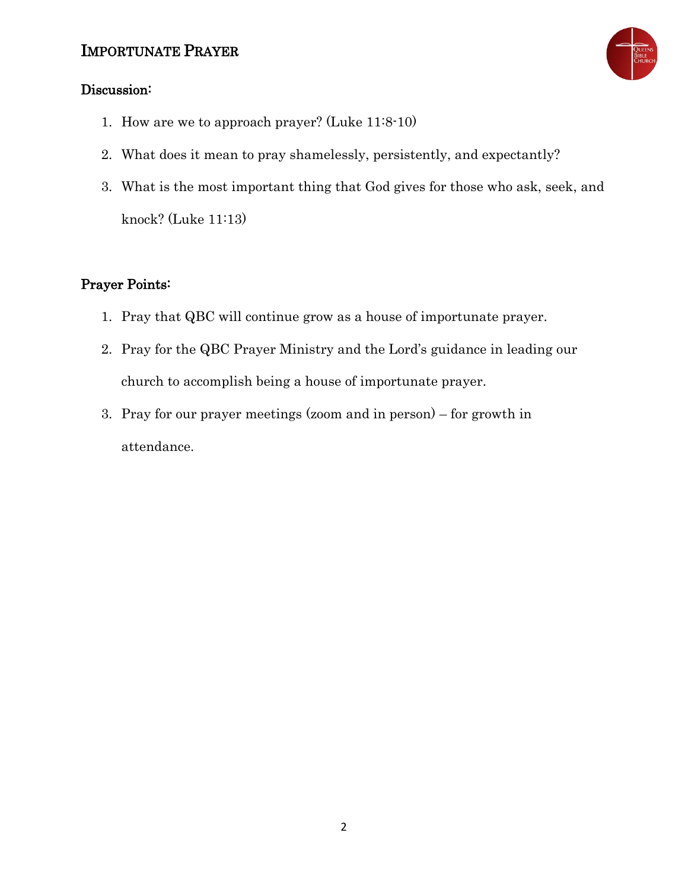# IMPORTUNATE PRAYER

## Discussion:

1. How are we to approach prayer? (Luke 11:8-10)
2. What does it mean to pray shamelessly, persistently, and expectantly?
3. What is the most important thing that God gives for those who ask, seek, and knock? (Luke 11:13)

## Prayer Points:

1. Pray that QBC will continue grow as a house of importunate prayer.
2. Pray for the QBC Prayer Ministry and the Lord's guidance in leading our church to accomplish being a house of importunate prayer.
3. Pray for our prayer meetings (zoom and in person) – for growth in attendance.